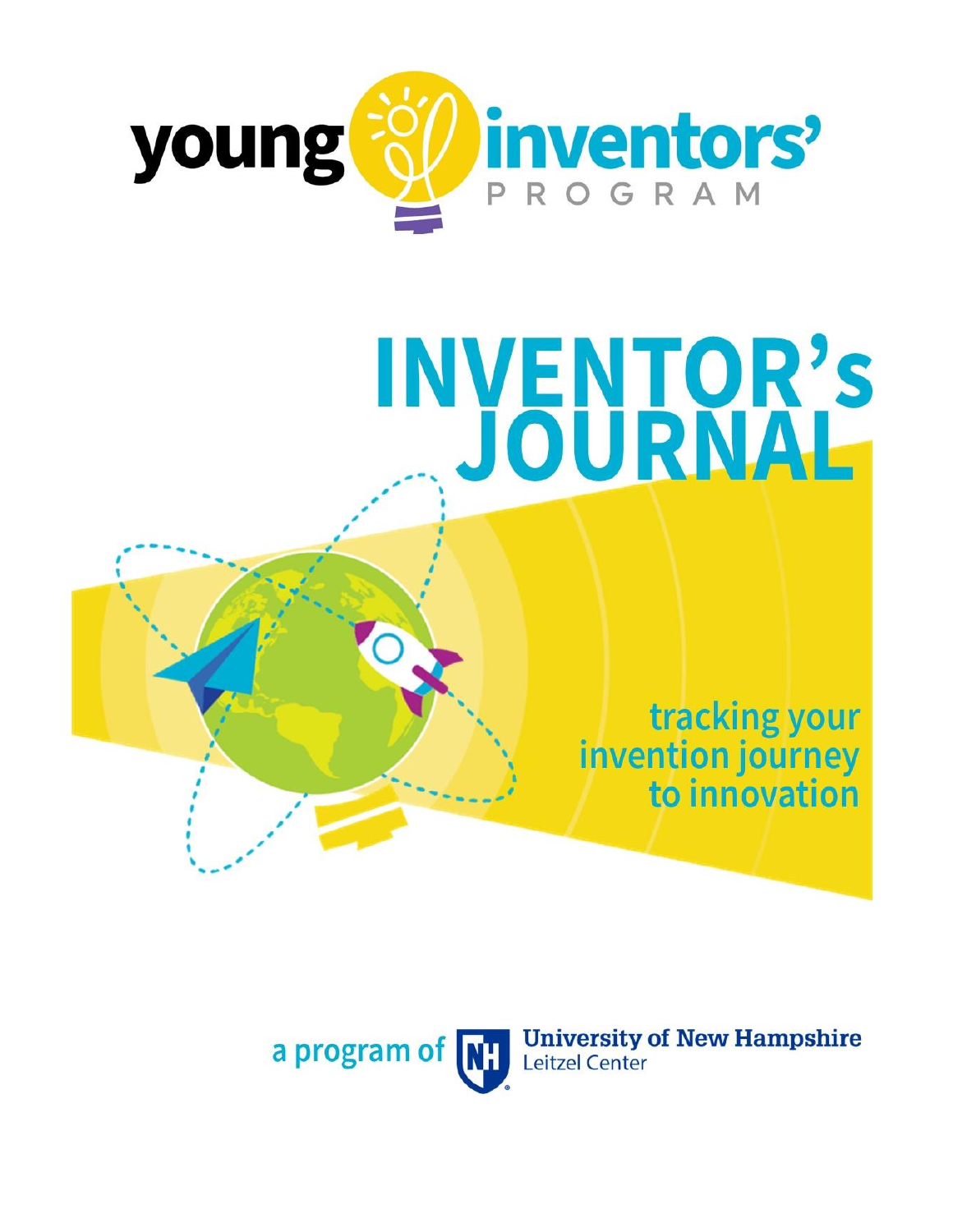young inventors' PROGRAM

# INVENTOR's JOURNAL

tracking your invention journey to innovation

a program of University of New Hampshire Leitzel Center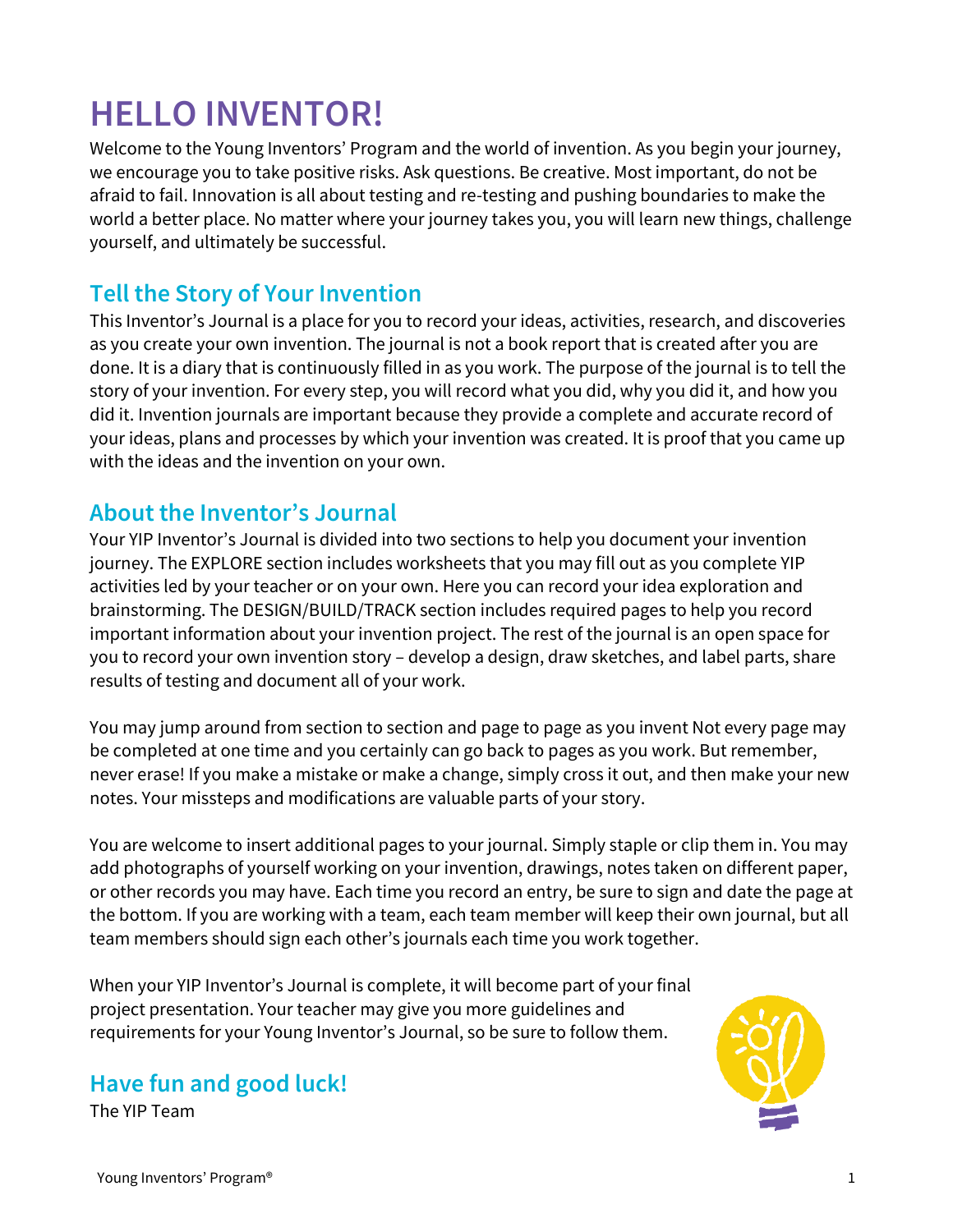# HELLO INVENTOR!

Welcome to the Young Inventors' Program and the world of invention. As you begin your journey, we encourage you to take positive risks. Ask questions. Be creative. Most important, do not be afraid to fail. Innovation is all about testing and re-testing and pushing boundaries to make the world a better place. No matter where your journey takes you, you will learn new things, challenge yourself, and ultimately be successful.

## Tell the Story of Your Invention

This Inventor's Journal is a place for you to record your ideas, activities, research, and discoveries as you create your own invention. The journal is not a book report that is created after you are done. It is a diary that is continuously filled in as you work. The purpose of the journal is to tell the story of your invention. For every step, you will record what you did, why you did it, and how you did it. Invention journals are important because they provide a complete and accurate record of your ideas, plans and processes by which your invention was created. It is proof that you came up with the ideas and the invention on your own.

## About the Inventor's Journal

Your YIP Inventor's Journal is divided into two sections to help you document your invention journey. The EXPLORE section includes worksheets that you may fill out as you complete YIP activities led by your teacher or on your own. Here you can record your idea exploration and brainstorming. The DESIGN/BUILD/TRACK section includes required pages to help you record important information about your invention project. The rest of the journal is an open space for you to record your own invention story – develop a design, draw sketches, and label parts, share results of testing and document all of your work.

You may jump around from section to section and page to page as you invent Not every page may be completed at one time and you certainly can go back to pages as you work. But remember, never erase! If you make a mistake or make a change, simply cross it out, and then make your new notes. Your missteps and modifications are valuable parts of your story.

You are welcome to insert additional pages to your journal. Simply staple or clip them in. You may add photographs of yourself working on your invention, drawings, notes taken on different paper, or other records you may have. Each time you record an entry, be sure to sign and date the page at the bottom. If you are working with a team, each team member will keep their own journal, but all team members should sign each other's journals each time you work together.

When your YIP Inventor's Journal is complete, it will become part of your final project presentation. Your teacher may give you more guidelines and requirements for your Young Inventor's Journal, so be sure to follow them.

## Have fun and good luck!

The YIP Team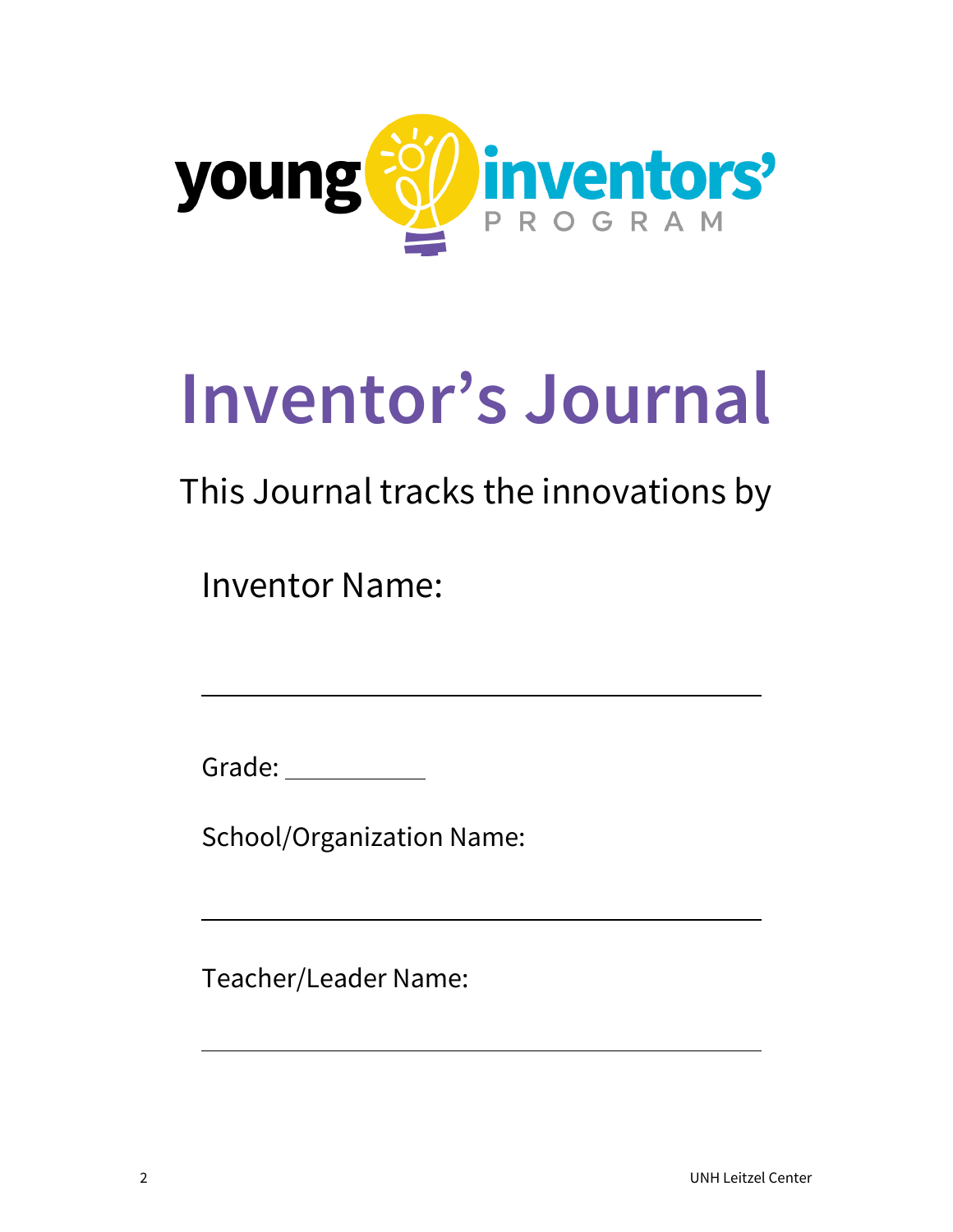young inventors' PROGRAM

# Inventor's Journal

This Journal tracks the innovations by

Inventor Name:

\_\_\_\_\_\_\_\_\_\_\_\_\_\_\_\_\_\_\_\_\_\_\_\_\_\_\_\_\_\_\_\_\_\_\_\_\_\_\_\_

Grade: \_\_\_\_\_\_\_\_\_\_

School/Organization Name:

\_\_\_\_\_\_\_\_\_\_\_\_\_\_\_\_\_\_\_\_\_\_\_\_\_\_\_\_\_\_\_\_\_\_\_\_\_\_\_\_

Teacher/Leader Name:

\_\_\_\_\_\_\_\_\_\_\_\_\_\_\_\_\_\_\_\_\_\_\_\_\_\_\_\_\_\_\_\_\_\_\_\_\_\_\_\_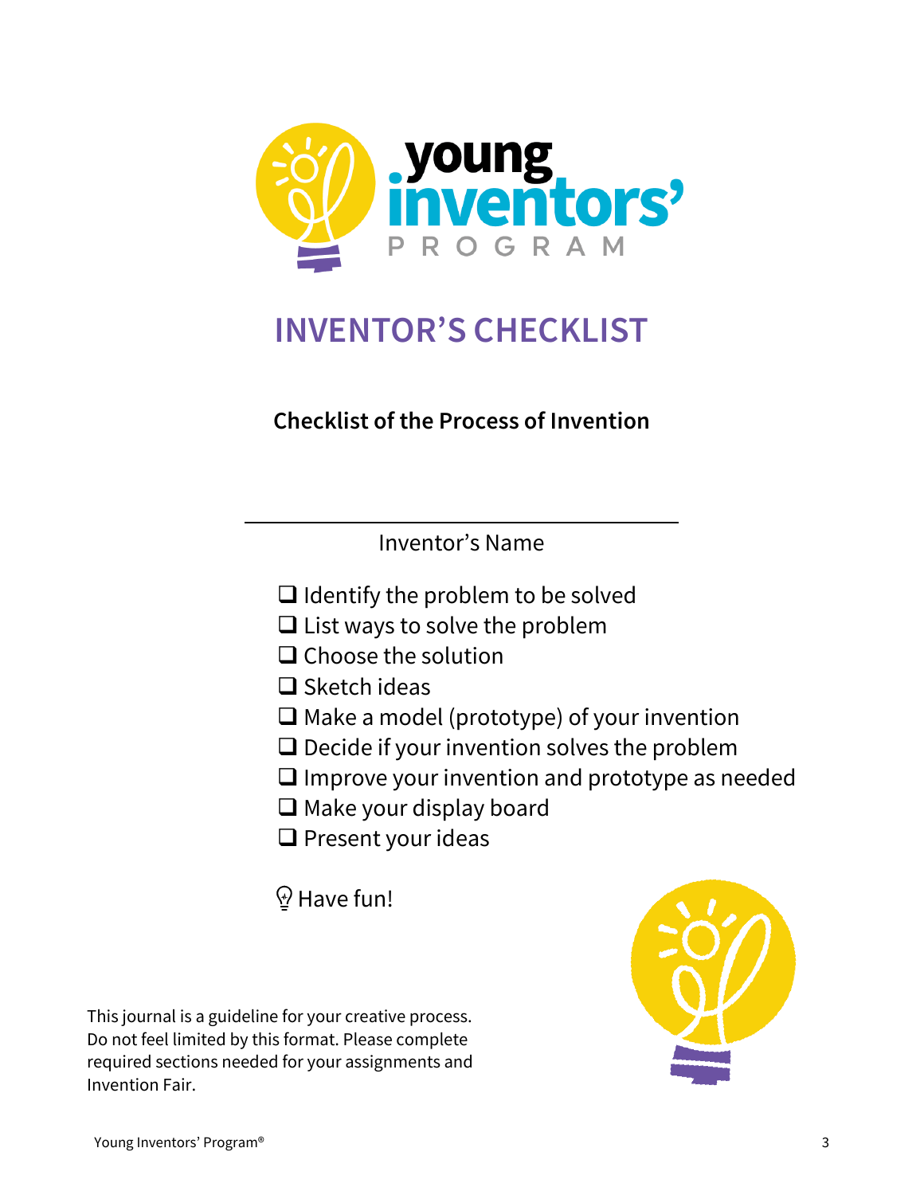# INVENTOR'S CHECKLIST

**Checklist of the Process of Invention**

\_\_\_\_\_\_\_\_\_\_\_\_\_\_\_\_\_\_\_\_\_\_\_\_\_\_\_\_\_\_\_\_\_\_\_\_\_\_\_\_

Inventor's Name

- ☐ Identify the problem to be solved
- ☐ List ways to solve the problem
- ☐ Choose the solution
- ☐ Sketch ideas
- ☐ Make a model (prototype) of your invention
- ☐ Decide if your invention solves the problem
- ☐ Improve your invention and prototype as needed
- ☐ Make your display board
- ☐ Present your ideas

Have fun!

This journal is a guideline for your creative process. Do not feel limited by this format. Please complete required sections needed for your assignments and Invention Fair.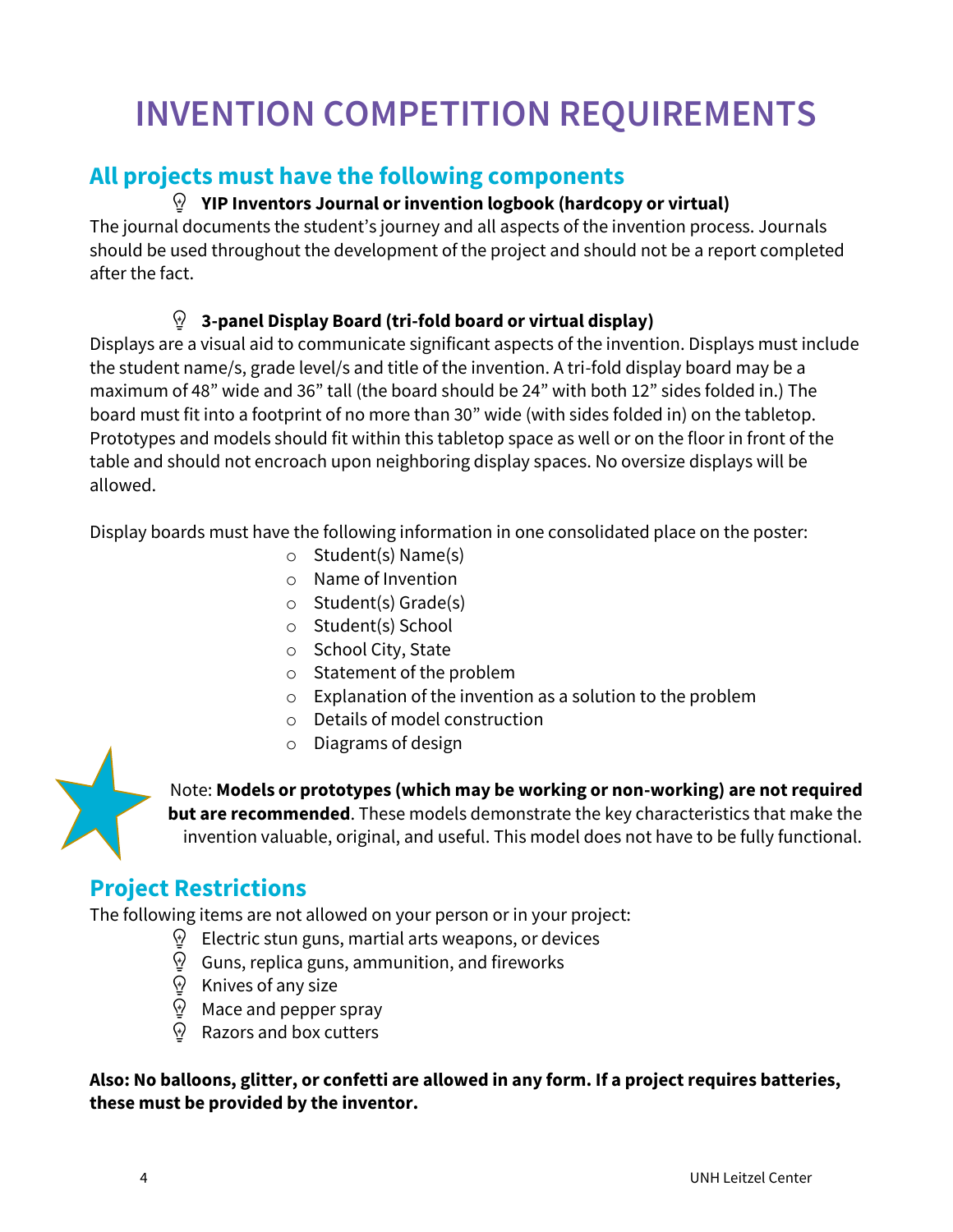# INVENTION COMPETITION REQUIREMENTS

## All projects must have the following components

- **YIP Inventors Journal or invention logbook (hardcopy or virtual)**

The journal documents the student's journey and all aspects of the invention process. Journals should be used throughout the development of the project and should not be a report completed after the fact.

- **3-panel Display Board (tri-fold board or virtual display)**

Displays are a visual aid to communicate significant aspects of the invention. Displays must include the student name/s, grade level/s and title of the invention. A tri-fold display board may be a maximum of 48" wide and 36" tall (the board should be 24" with both 12" sides folded in.) The board must fit into a footprint of no more than 30" wide (with sides folded in) on the tabletop. Prototypes and models should fit within this tabletop space as well or on the floor in front of the table and should not encroach upon neighboring display spaces. No oversize displays will be allowed.

Display boards must have the following information in one consolidated place on the poster:

- Student(s) Name(s)
- Name of Invention
- Student(s) Grade(s)
- Student(s) School
- School City, State
- Statement of the problem
- Explanation of the invention as a solution to the problem
- Details of model construction
- Diagrams of design

Note: **Models or prototypes (which may be working or non-working) are not required but are recommended**. These models demonstrate the key characteristics that make the invention valuable, original, and useful. This model does not have to be fully functional.

## Project Restrictions

The following items are not allowed on your person or in your project:

- Electric stun guns, martial arts weapons, or devices
- Guns, replica guns, ammunition, and fireworks
- Knives of any size
- Mace and pepper spray
- Razors and box cutters

**Also: No balloons, glitter, or confetti are allowed in any form. If a project requires batteries, these must be provided by the inventor.**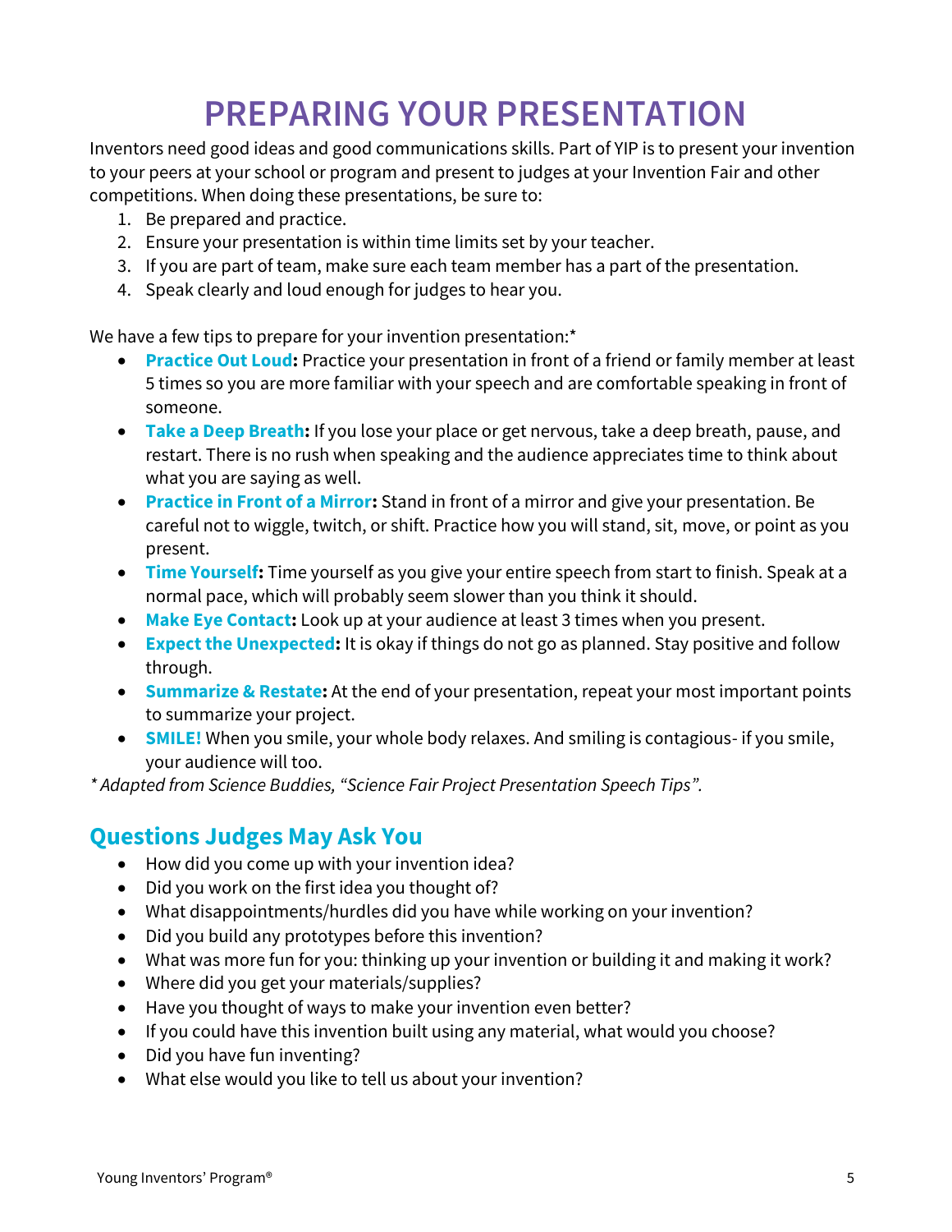# PREPARING YOUR PRESENTATION

Inventors need good ideas and good communications skills. Part of YIP is to present your invention to your peers at your school or program and present to judges at your Invention Fair and other competitions. When doing these presentations, be sure to:

1. Be prepared and practice.
2. Ensure your presentation is within time limits set by your teacher.
3. If you are part of team, make sure each team member has a part of the presentation.
4. Speak clearly and loud enough for judges to hear you.

We have a few tips to prepare for your invention presentation:*

- **Practice Out Loud:** Practice your presentation in front of a friend or family member at least 5 times so you are more familiar with your speech and are comfortable speaking in front of someone.
- **Take a Deep Breath:** If you lose your place or get nervous, take a deep breath, pause, and restart. There is no rush when speaking and the audience appreciates time to think about what you are saying as well.
- **Practice in Front of a Mirror:** Stand in front of a mirror and give your presentation. Be careful not to wiggle, twitch, or shift. Practice how you will stand, sit, move, or point as you present.
- **Time Yourself:** Time yourself as you give your entire speech from start to finish. Speak at a normal pace, which will probably seem slower than you think it should.
- **Make Eye Contact:** Look up at your audience at least 3 times when you present.
- **Expect the Unexpected:** It is okay if things do not go as planned. Stay positive and follow through.
- **Summarize & Restate:** At the end of your presentation, repeat your most important points to summarize your project.
- **SMILE!** When you smile, your whole body relaxes. And smiling is contagious- if you smile, your audience will too.

*\* Adapted from Science Buddies, "Science Fair Project Presentation Speech Tips".*

## Questions Judges May Ask You

- How did you come up with your invention idea?
- Did you work on the first idea you thought of?
- What disappointments/hurdles did you have while working on your invention?
- Did you build any prototypes before this invention?
- What was more fun for you: thinking up your invention or building it and making it work?
- Where did you get your materials/supplies?
- Have you thought of ways to make your invention even better?
- If you could have this invention built using any material, what would you choose?
- Did you have fun inventing?
- What else would you like to tell us about your invention?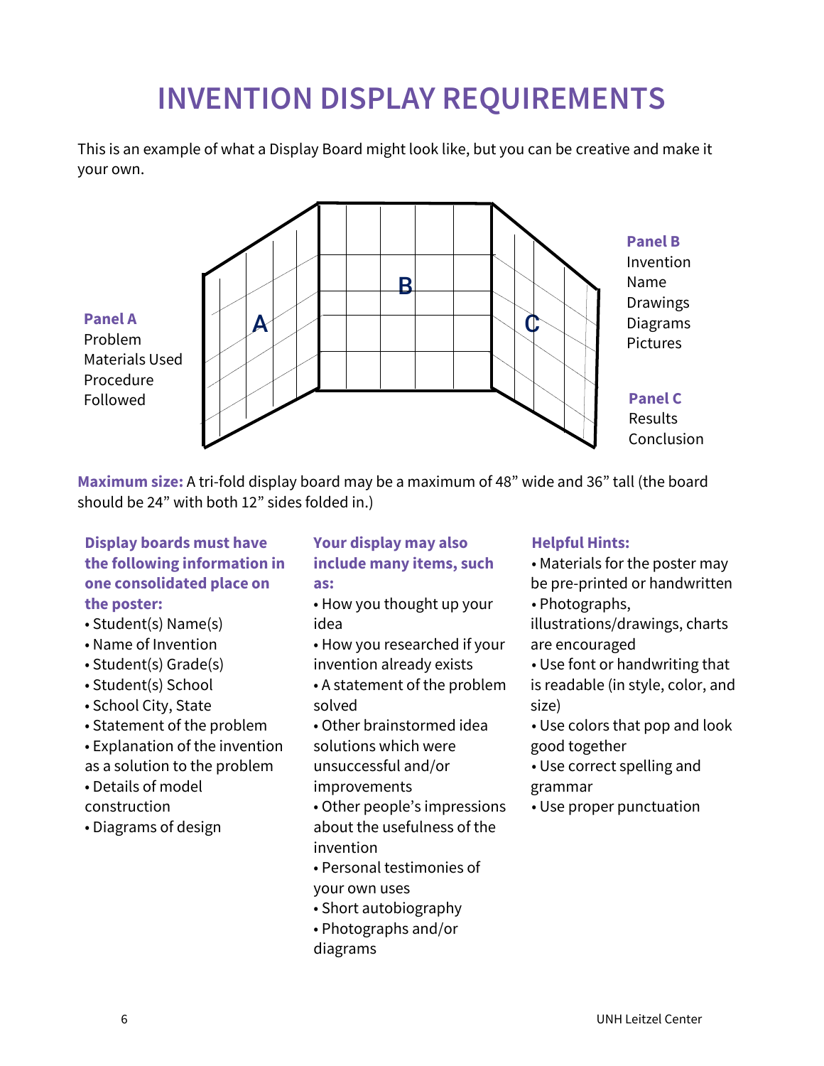# INVENTION DISPLAY REQUIREMENTS

This is an example of what a Display Board might look like, but you can be creative and make it your own.

**Panel A**
Problem
Materials Used
Procedure Followed

**Panel B**
Invention Name
Drawings
Diagrams
Pictures

**Panel C**
Results
Conclusion

**Maximum size:** A tri-fold display board may be a maximum of 48" wide and 36" tall (the board should be 24" with both 12" sides folded in.)

**Display boards must have the following information in one consolidated place on the poster:**

- Student(s) Name(s)
- Name of Invention
- Student(s) Grade(s)
- Student(s) School
- School City, State
- Statement of the problem
- Explanation of the invention as a solution to the problem
- Details of model construction
- Diagrams of design

**Your display may also include many items, such as:**

- How you thought up your idea
- How you researched if your invention already exists
- A statement of the problem solved
- Other brainstormed idea solutions which were unsuccessful and/or improvements
- Other people's impressions about the usefulness of the invention
- Personal testimonies of your own uses
- Short autobiography
- Photographs and/or diagrams

**Helpful Hints:**

- Materials for the poster may be pre-printed or handwritten
- Photographs, illustrations/drawings, charts are encouraged
- Use font or handwriting that is readable (in style, color, and size)
- Use colors that pop and look good together
- Use correct spelling and grammar
- Use proper punctuation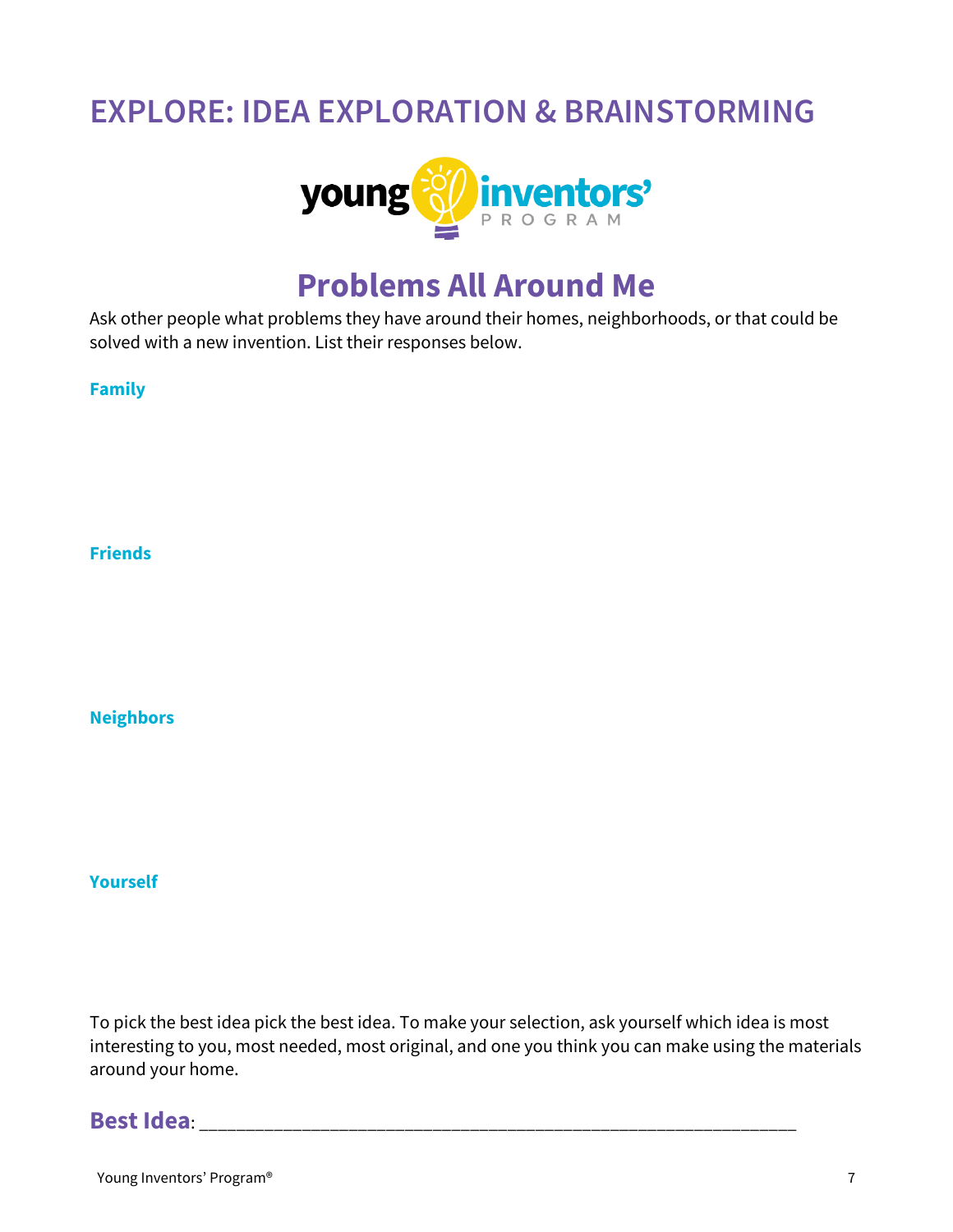# EXPLORE: IDEA EXPLORATION & BRAINSTORMING

## Problems All Around Me

Ask other people what problems they have around their homes, neighborhoods, or that could be solved with a new invention. List their responses below.

**Family**

**Friends**

**Neighbors**

**Yourself**

To pick the best idea pick the best idea. To make your selection, ask yourself which idea is most interesting to you, most needed, most original, and one you think you can make using the materials around your home.

**Best Idea**: ___________________________________________________________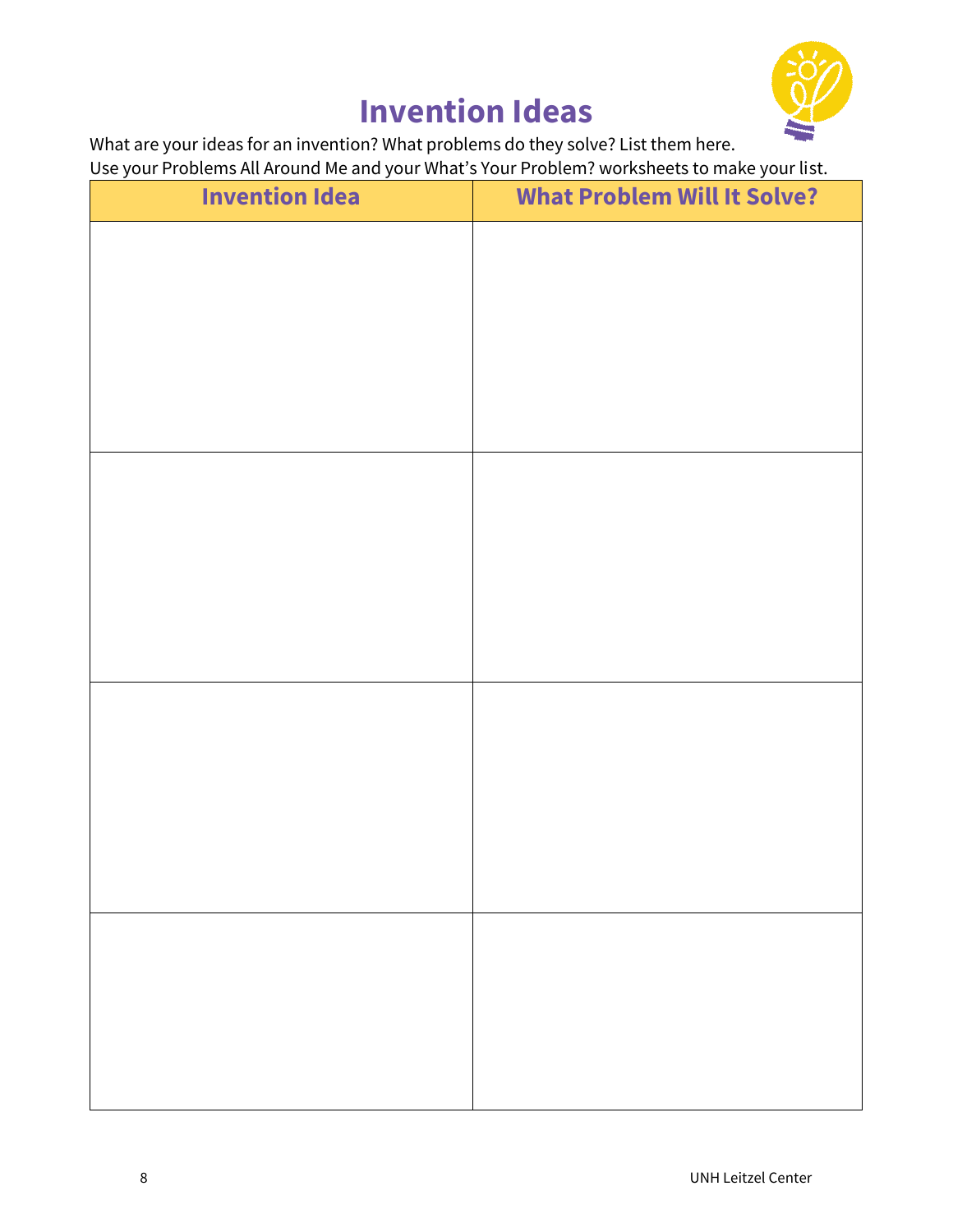# Invention Ideas

What are your ideas for an invention? What problems do they solve? List them here.
Use your Problems All Around Me and your What's Your Problem? worksheets to make your list.

| Invention Idea | What Problem Will It Solve? |
| --- | --- |
| | |
| | |
| | |
| | |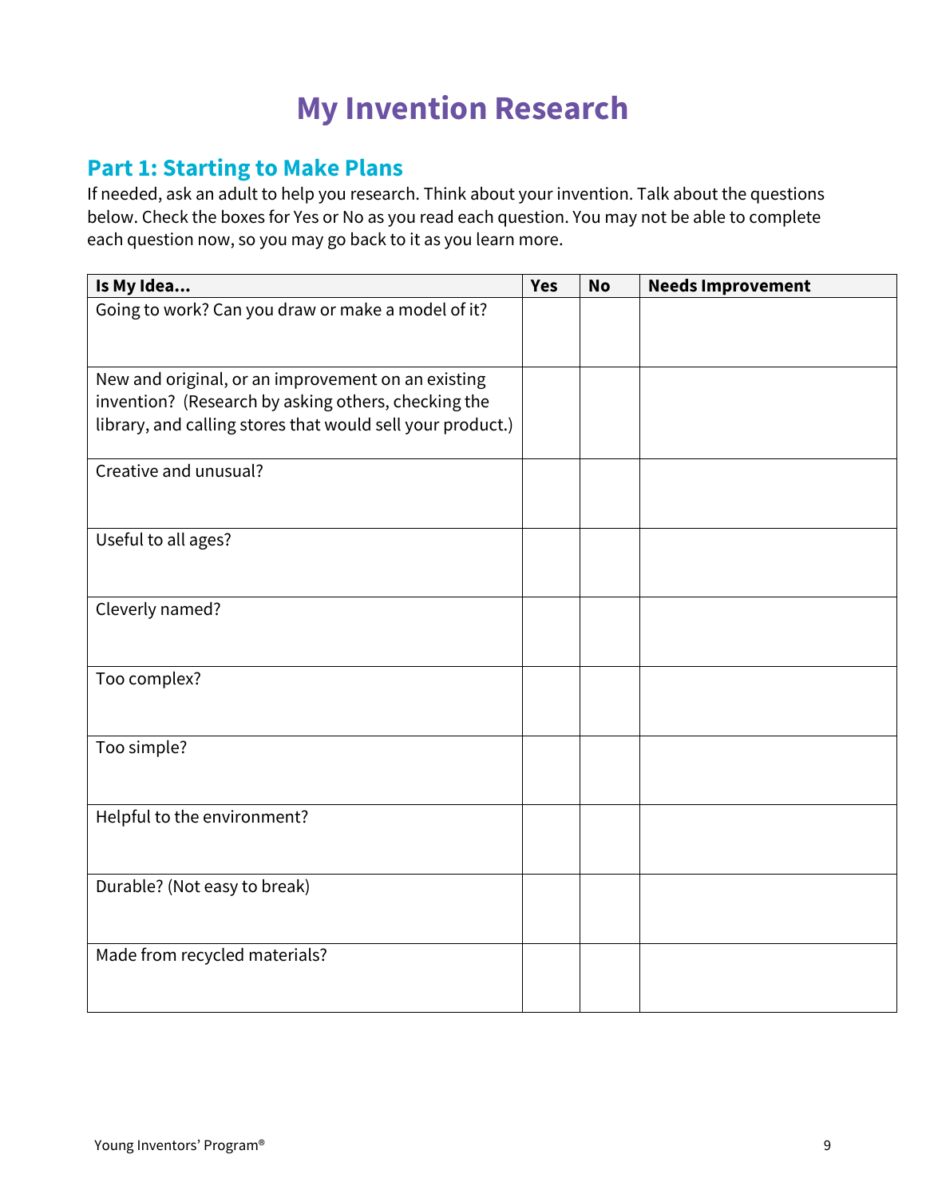# My Invention Research

## Part 1: Starting to Make Plans

If needed, ask an adult to help you research. Think about your invention. Talk about the questions below. Check the boxes for Yes or No as you read each question. You may not be able to complete each question now, so you may go back to it as you learn more.

| Is My Idea... | Yes | No | Needs Improvement |
|---|---|---|---|
| Going to work? Can you draw or make a model of it? | | | |
| New and original, or an improvement on an existing invention? (Research by asking others, checking the library, and calling stores that would sell your product.) | | | |
| Creative and unusual? | | | |
| Useful to all ages? | | | |
| Cleverly named? | | | |
| Too complex? | | | |
| Too simple? | | | |
| Helpful to the environment? | | | |
| Durable? (Not easy to break) | | | |
| Made from recycled materials? | | | |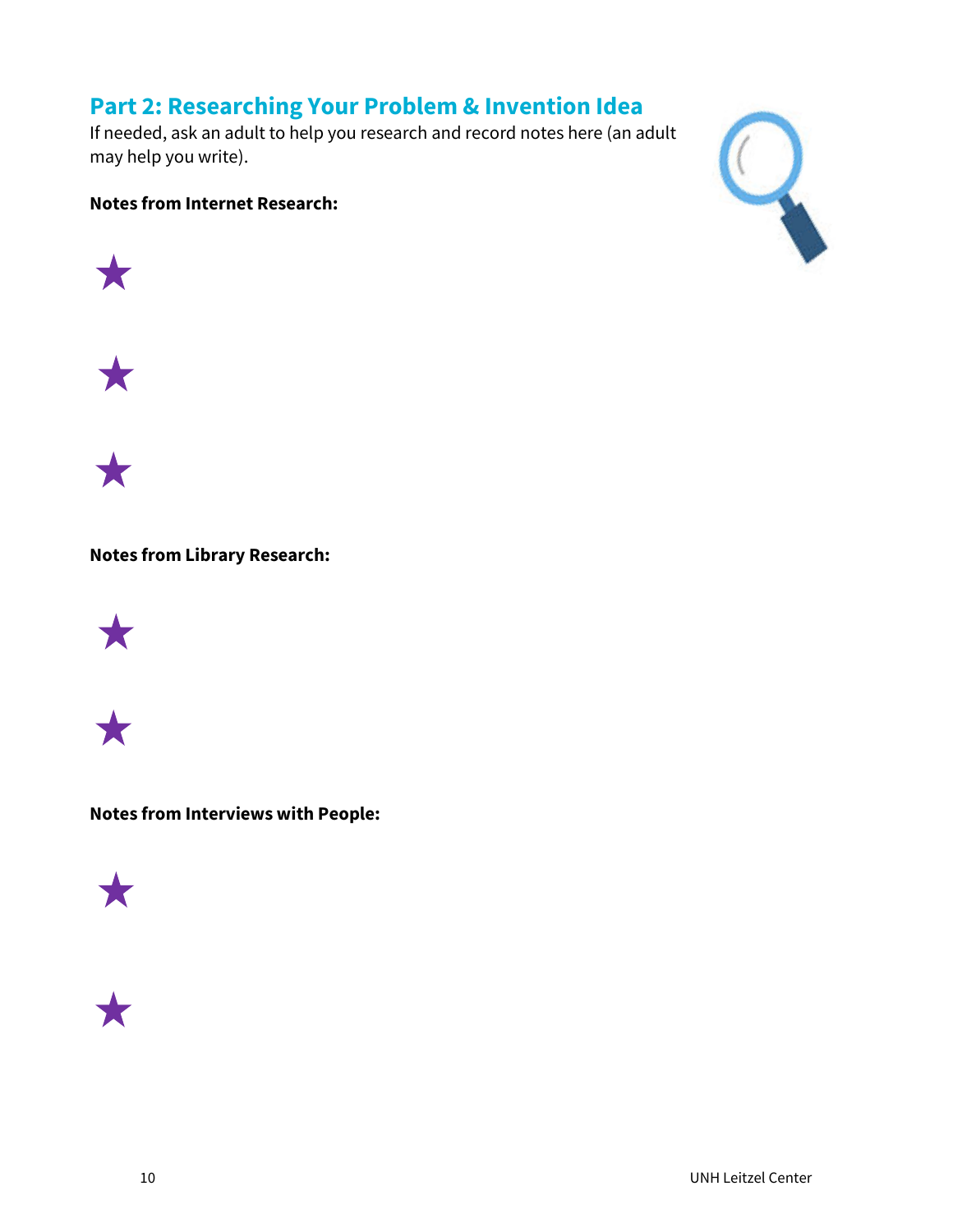## Part 2: Researching Your Problem & Invention Idea

If needed, ask an adult to help you research and record notes here (an adult may help you write).

**Notes from Internet Research:**

★

★

★

**Notes from Library Research:**

★

★

**Notes from Interviews with People:**

★

★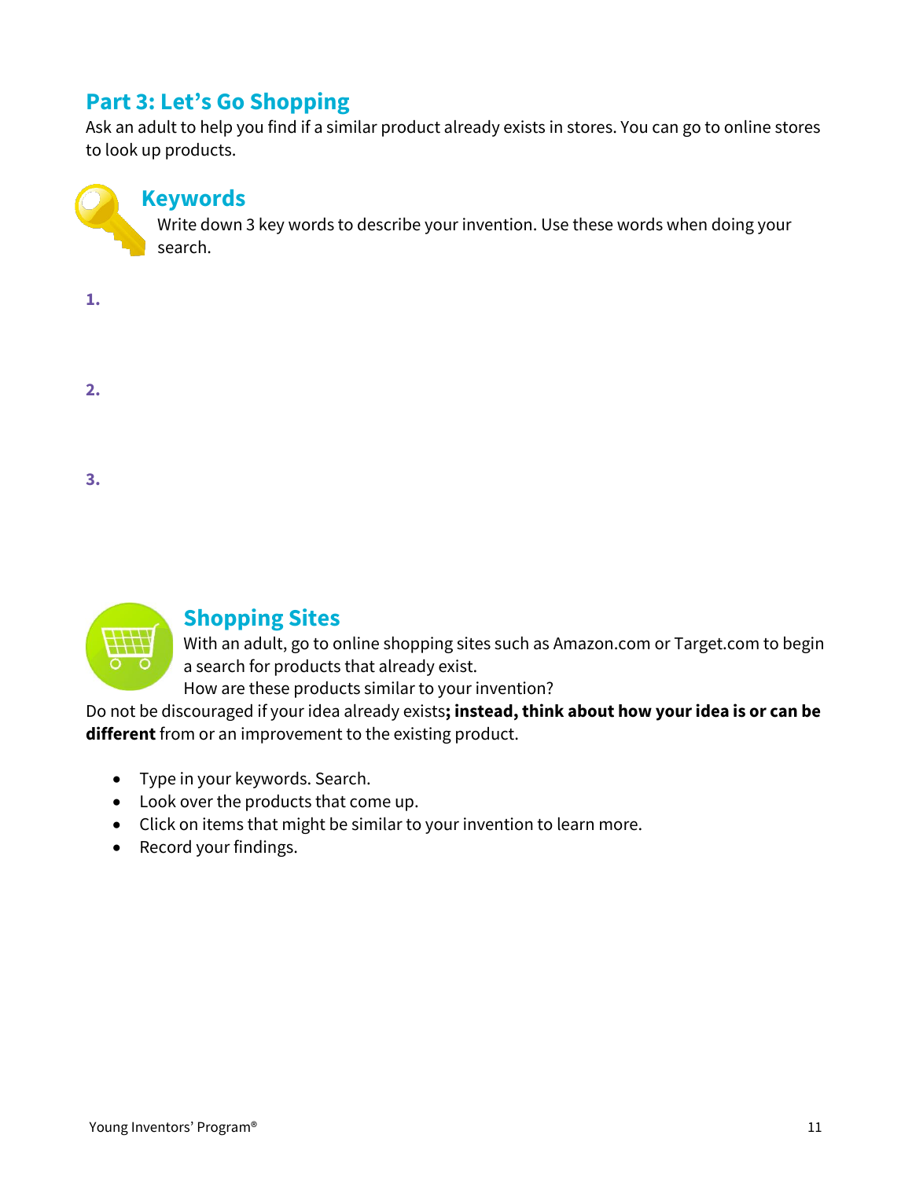## Part 3: Let's Go Shopping

Ask an adult to help you find if a similar product already exists in stores. You can go to online stores to look up products.

### Keywords

Write down 3 key words to describe your invention. Use these words when doing your search.

1.

2.

3.

### Shopping Sites

With an adult, go to online shopping sites such as Amazon.com or Target.com to begin a search for products that already exist.

How are these products similar to your invention?

Do not be discouraged if your idea already exists**; instead, think about how your idea is or can be different** from or an improvement to the existing product.

- Type in your keywords. Search.
- Look over the products that come up.
- Click on items that might be similar to your invention to learn more.
- Record your findings.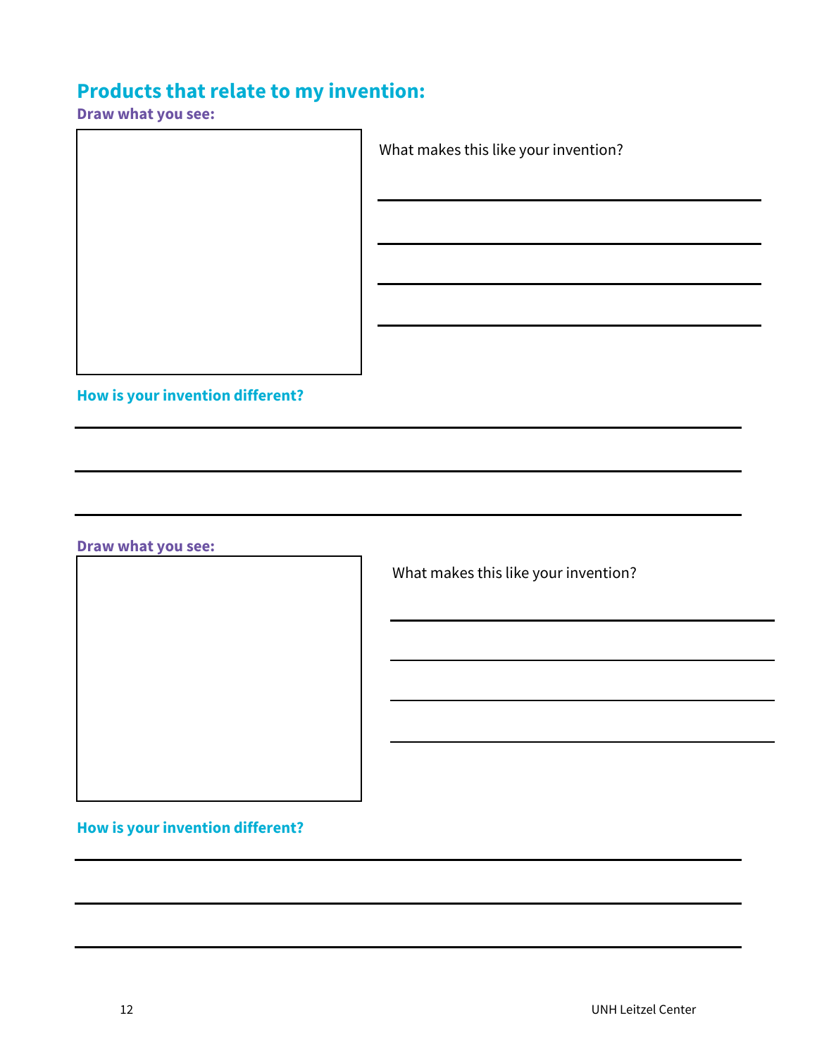## Products that relate to my invention:

**Draw what you see:**

What makes this like your invention?

**How is your invention different?**

**Draw what you see:**

What makes this like your invention?

**How is your invention different?**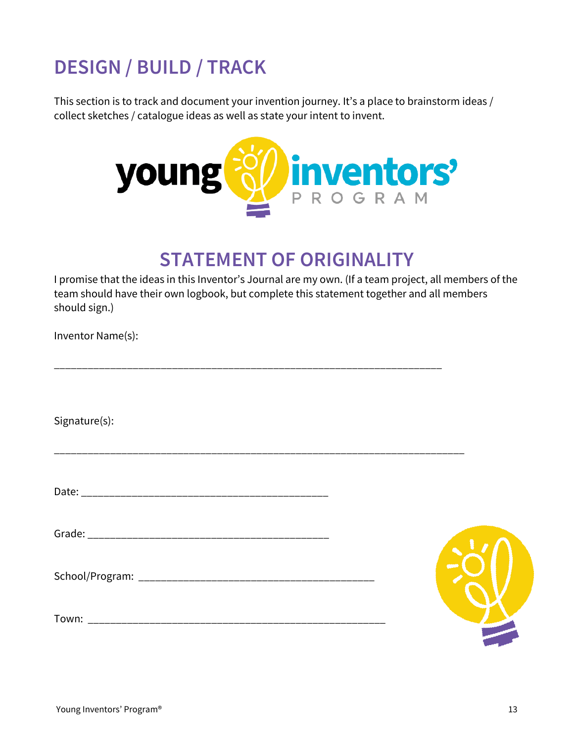# DESIGN / BUILD / TRACK

This section is to track and document your invention journey. It's a place to brainstorm ideas / collect sketches / catalogue ideas as well as state your intent to invent.

## STATEMENT OF ORIGINALITY

I promise that the ideas in this Inventor's Journal are my own. (If a team project, all members of the team should have their own logbook, but complete this statement together and all members should sign.)

Inventor Name(s):

______________________________________________________________________

Signature(s):

______________________________________________________________________

Date: ____________________________________________

Grade: ___________________________________________

School/Program: __________________________________________

Town: _____________________________________________________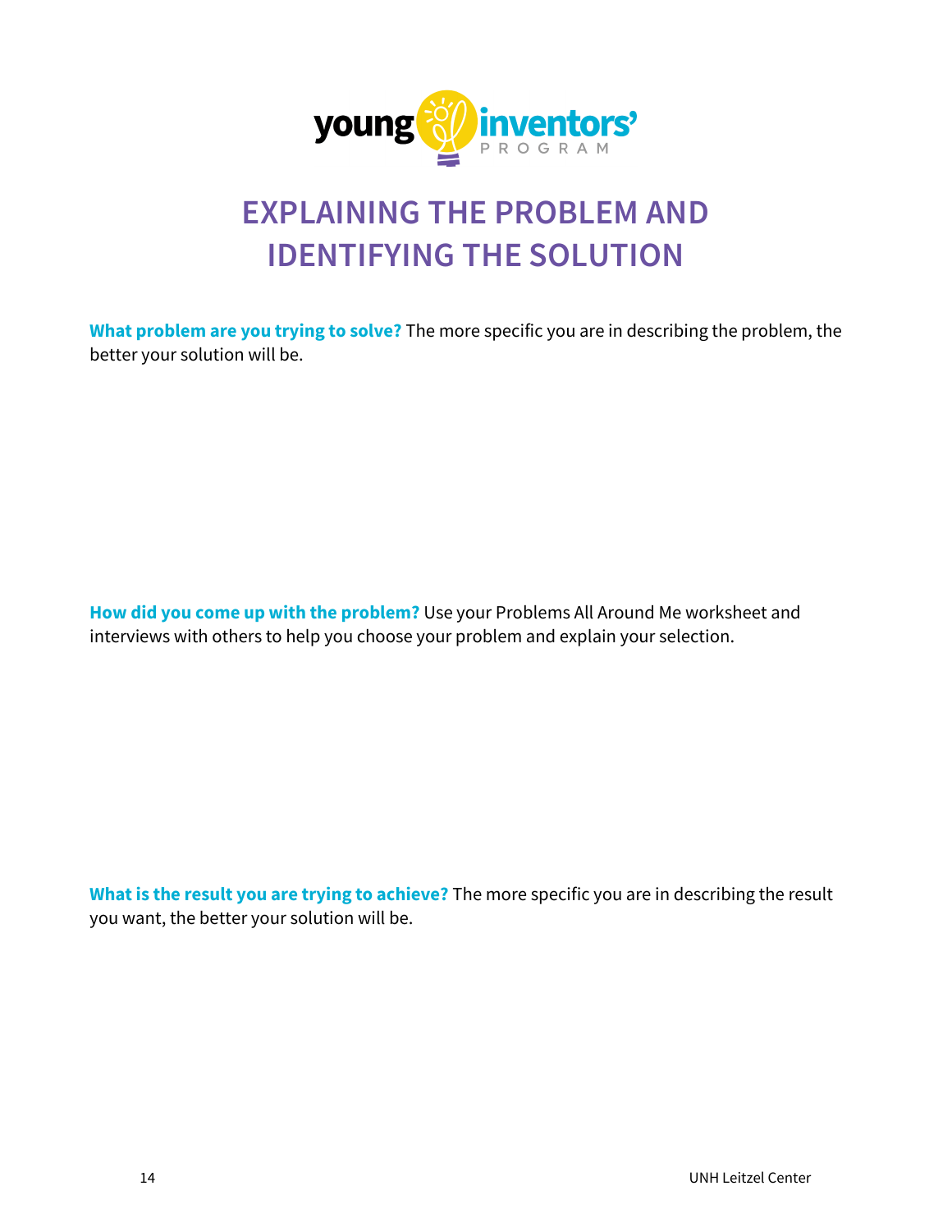# EXPLAINING THE PROBLEM AND IDENTIFYING THE SOLUTION

**What problem are you trying to solve?** The more specific you are in describing the problem, the better your solution will be.

**How did you come up with the problem?** Use your Problems All Around Me worksheet and interviews with others to help you choose your problem and explain your selection.

**What is the result you are trying to achieve?** The more specific you are in describing the result you want, the better your solution will be.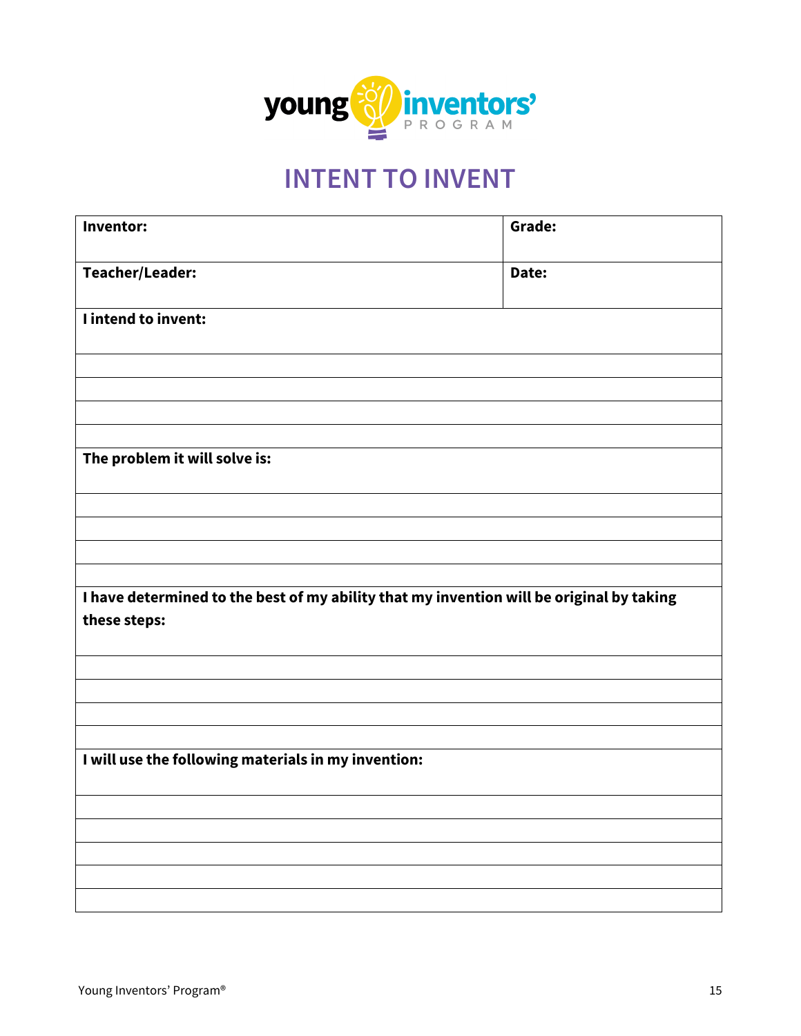# INTENT TO INVENT

| **Inventor:** | **Grade:** |
|---|---|
| **Teacher/Leader:** | **Date:** |

**I intend to invent:**

&nbsp;

&nbsp;

&nbsp;

&nbsp;

**The problem it will solve is:**

&nbsp;

&nbsp;

&nbsp;

&nbsp;

**I have determined to the best of my ability that my invention will be original by taking these steps:**

&nbsp;

&nbsp;

&nbsp;

&nbsp;

**I will use the following materials in my invention:**

&nbsp;

&nbsp;

&nbsp;

&nbsp;

&nbsp;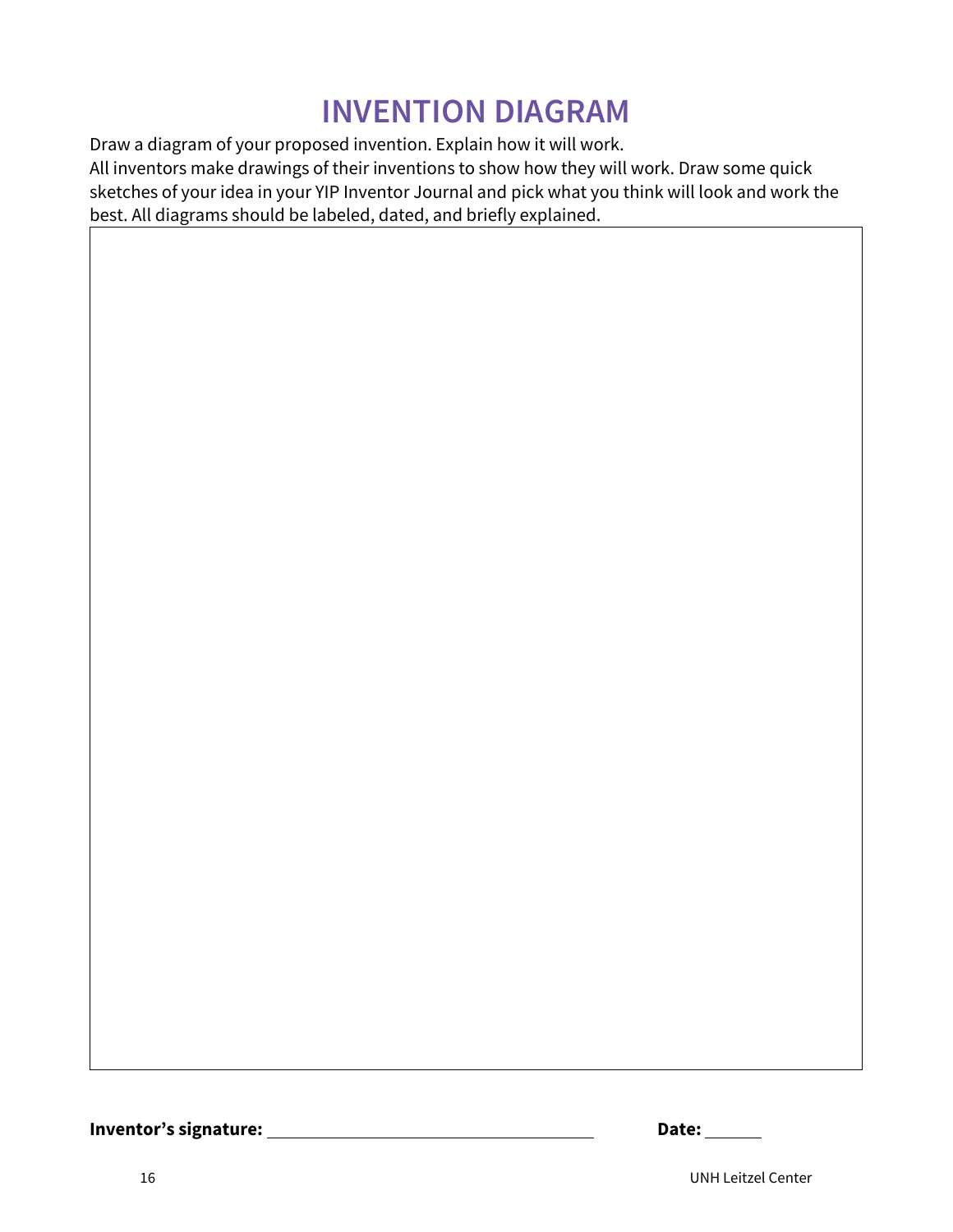# INVENTION DIAGRAM

Draw a diagram of your proposed invention. Explain how it will work.

All inventors make drawings of their inventions to show how they will work. Draw some quick sketches of your idea in your YIP Inventor Journal and pick what you think will look and work the best. All diagrams should be labeled, dated, and briefly explained.

**Inventor's signature:** ______________________________ **Date:** ______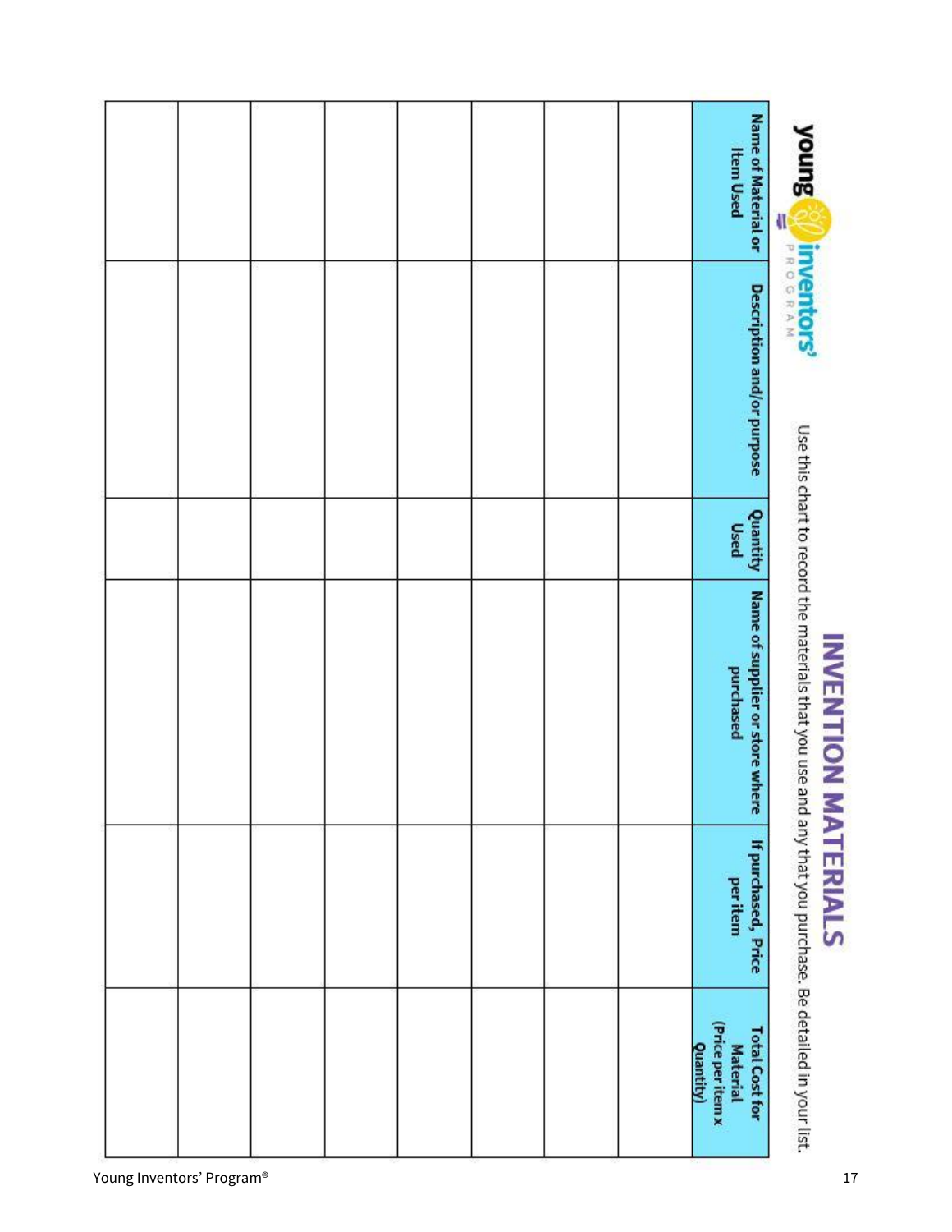young inventors' PROGRAM

# INVENTION MATERIALS

Use this chart to record the materials that you use and any that you purchase. Be detailed in your list.

| Name of Material or Item Used | Description and/or purpose | Quantity Used | Name of supplier or store where purchased | If purchased, Price per item | Total Cost for Material (Price per item x Quantity) |
|---|---|---|---|---|---|
| | | | | | |
| | | | | | |
| | | | | | |
| | | | | | |
| | | | | | |
| | | | | | |
| | | | | | |
| | | | | | |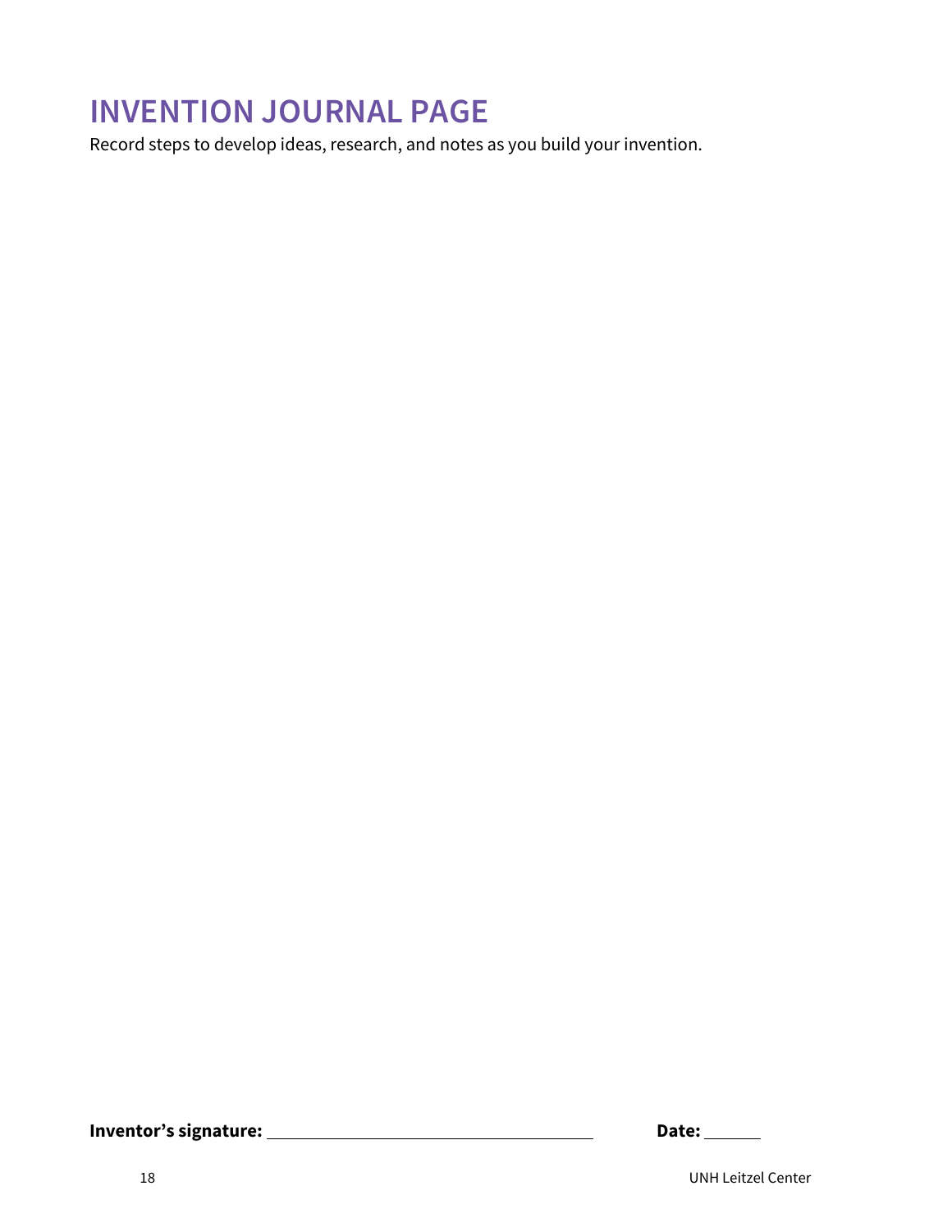# INVENTION JOURNAL PAGE

Record steps to develop ideas, research, and notes as you build your invention.

**Inventor's signature:** \_\_\_\_\_\_\_\_\_\_\_\_\_\_\_\_\_\_\_\_\_\_\_\_\_\_\_\_\_\_\_\_ **Date:** \_\_\_\_\_\_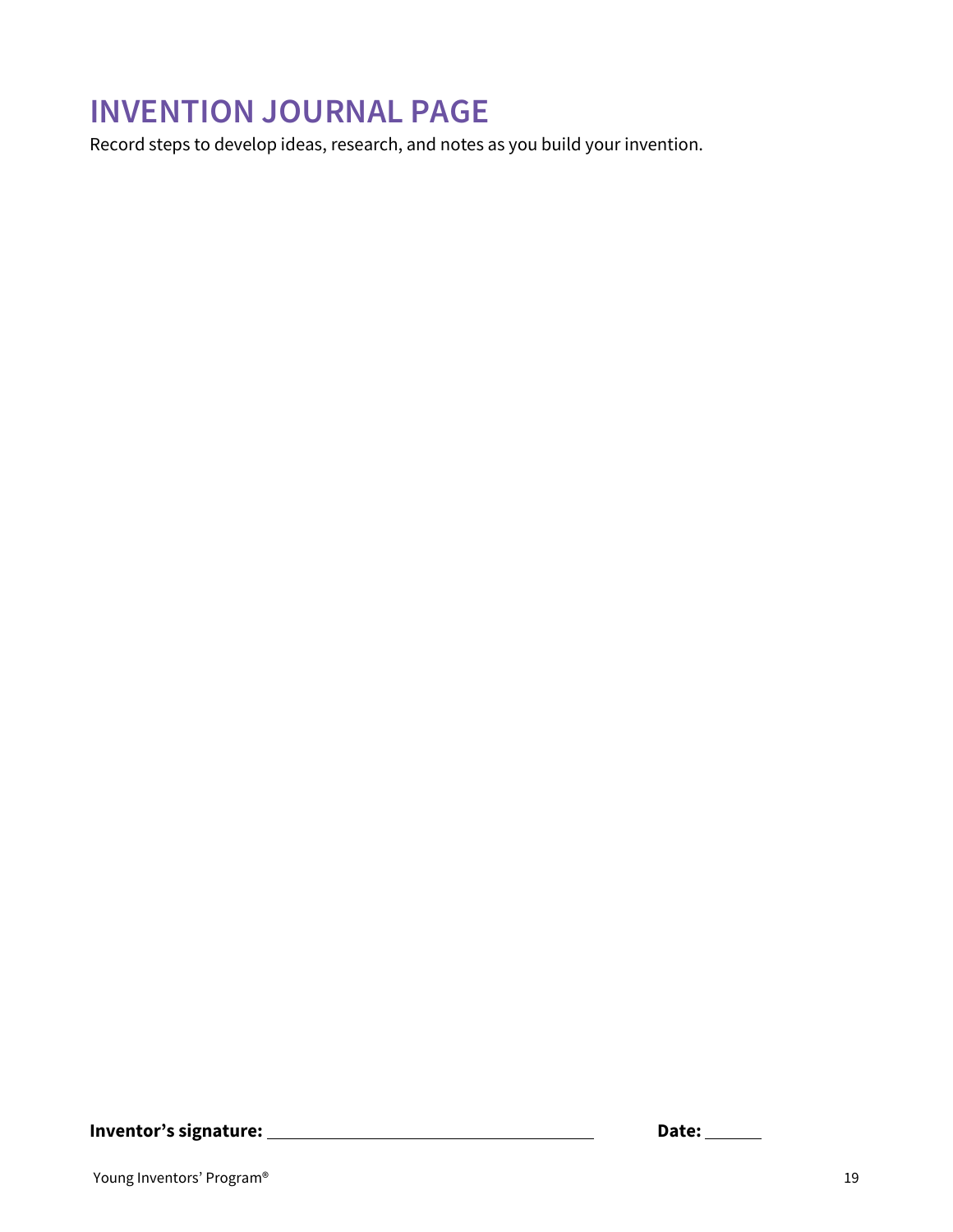# INVENTION JOURNAL PAGE

Record steps to develop ideas, research, and notes as you build your invention.

**Inventor's signature:** ______________________________ **Date:** ______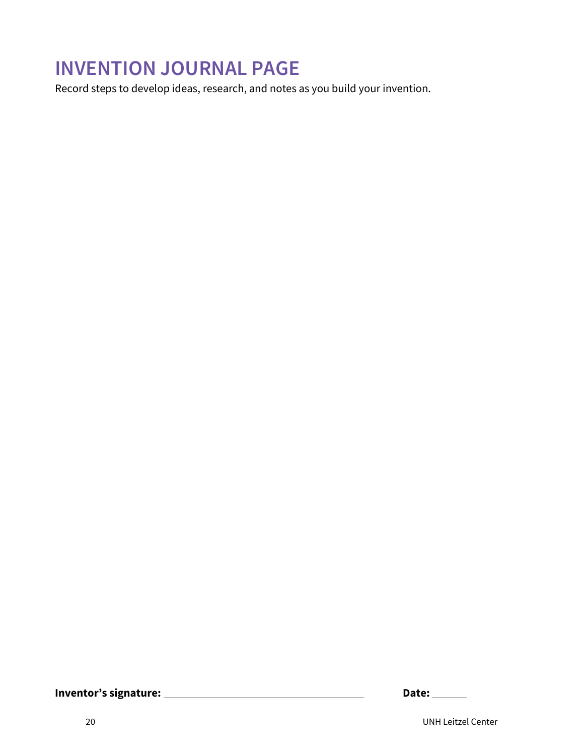# INVENTION JOURNAL PAGE

Record steps to develop ideas, research, and notes as you build your invention.

**Inventor's signature:** ______________________________ **Date:** ______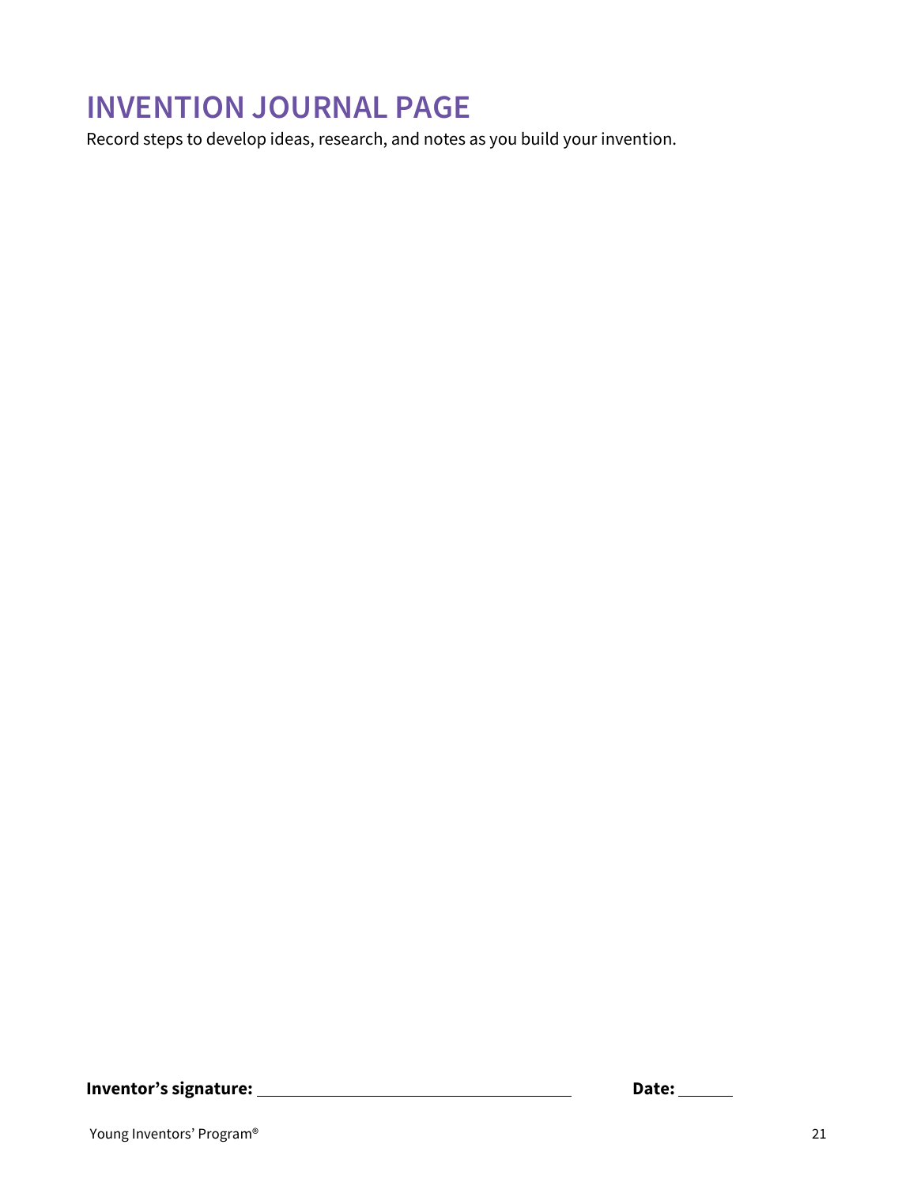# INVENTION JOURNAL PAGE

Record steps to develop ideas, research, and notes as you build your invention.

**Inventor's signature:** ______________________________ **Date:** ______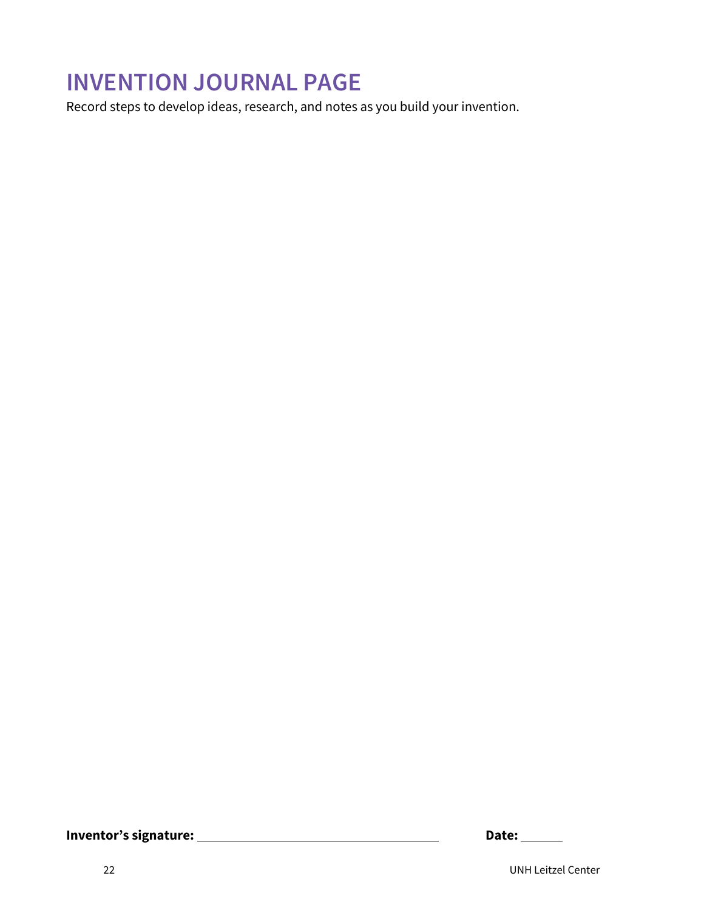# INVENTION JOURNAL PAGE

Record steps to develop ideas, research, and notes as you build your invention.

**Inventor's signature:** ______________________________ **Date:** ______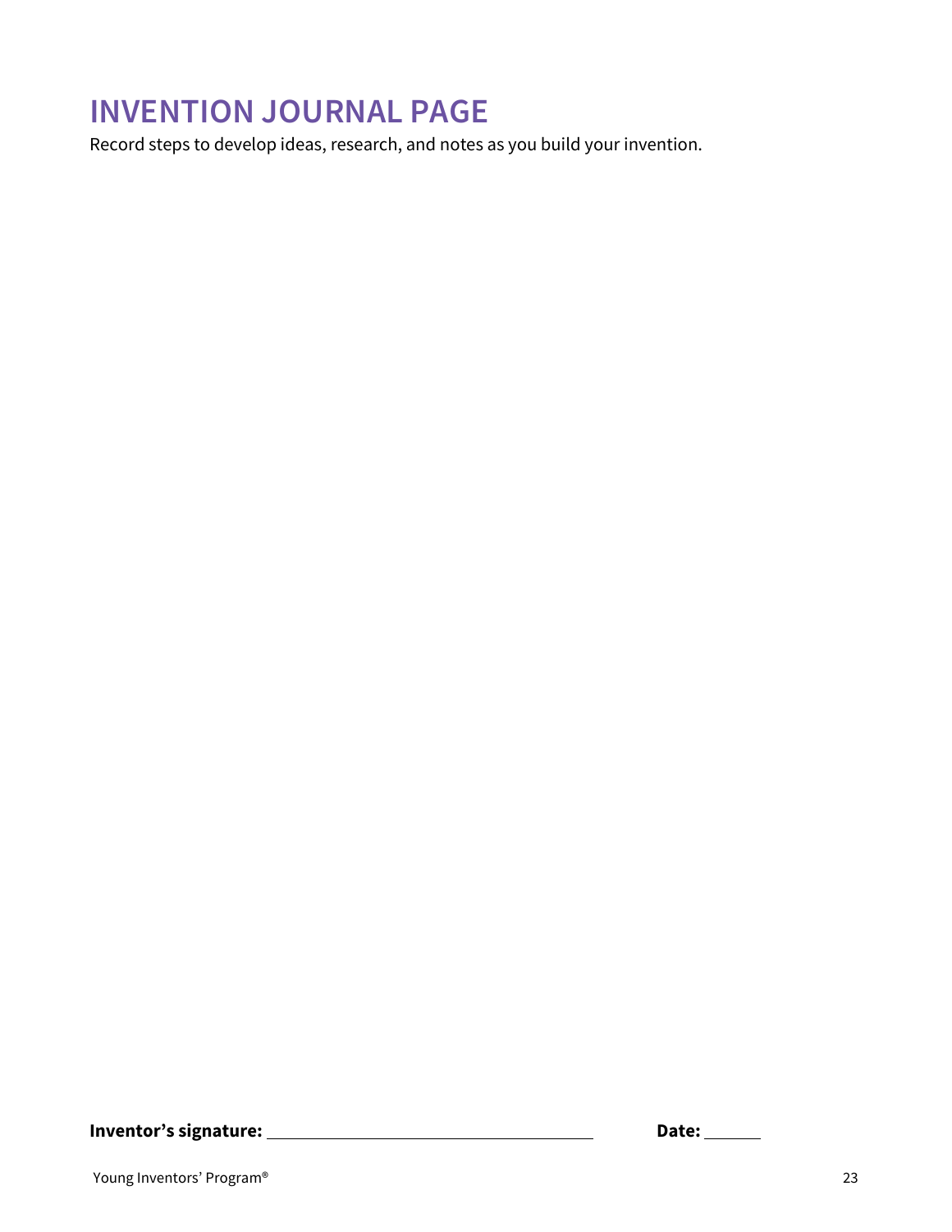# INVENTION JOURNAL PAGE

Record steps to develop ideas, research, and notes as you build your invention.

**Inventor's signature:** ______________________________ **Date:** ______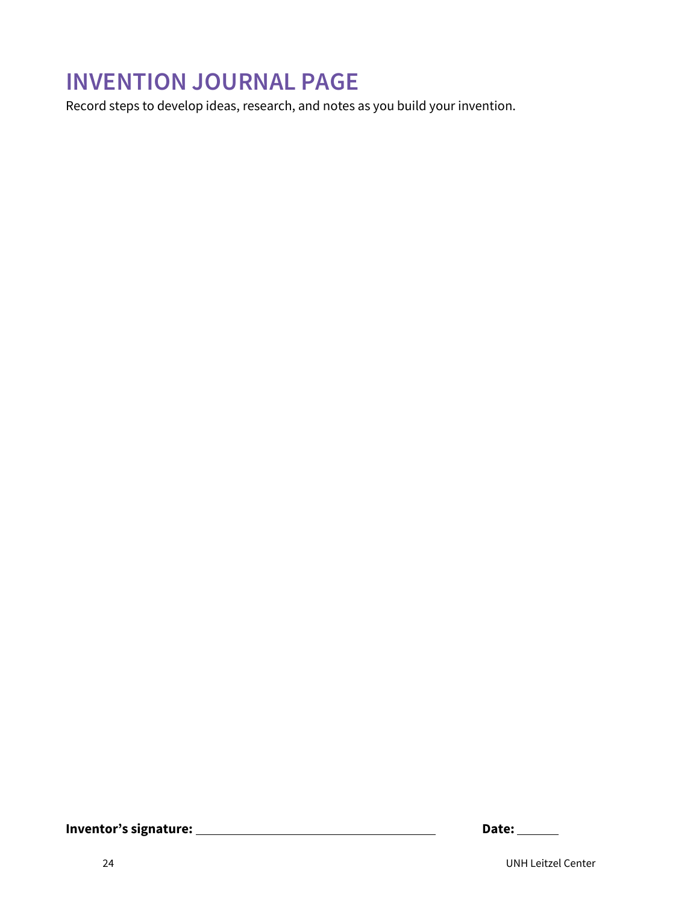# INVENTION JOURNAL PAGE

Record steps to develop ideas, research, and notes as you build your invention.

**Inventor's signature:** ________________________________ **Date:** ______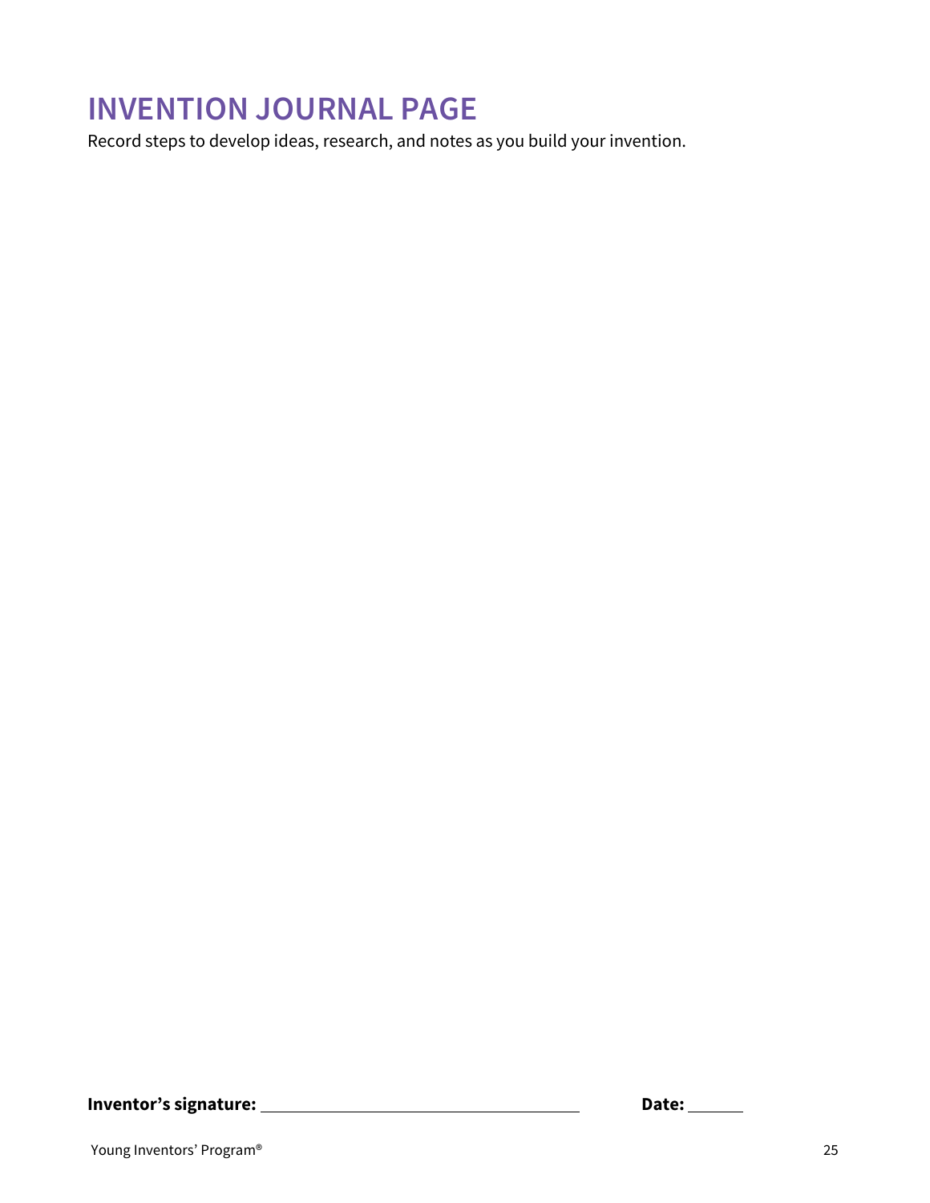# INVENTION JOURNAL PAGE

Record steps to develop ideas, research, and notes as you build your invention.

**Inventor's signature:** ______________________________ **Date:** ______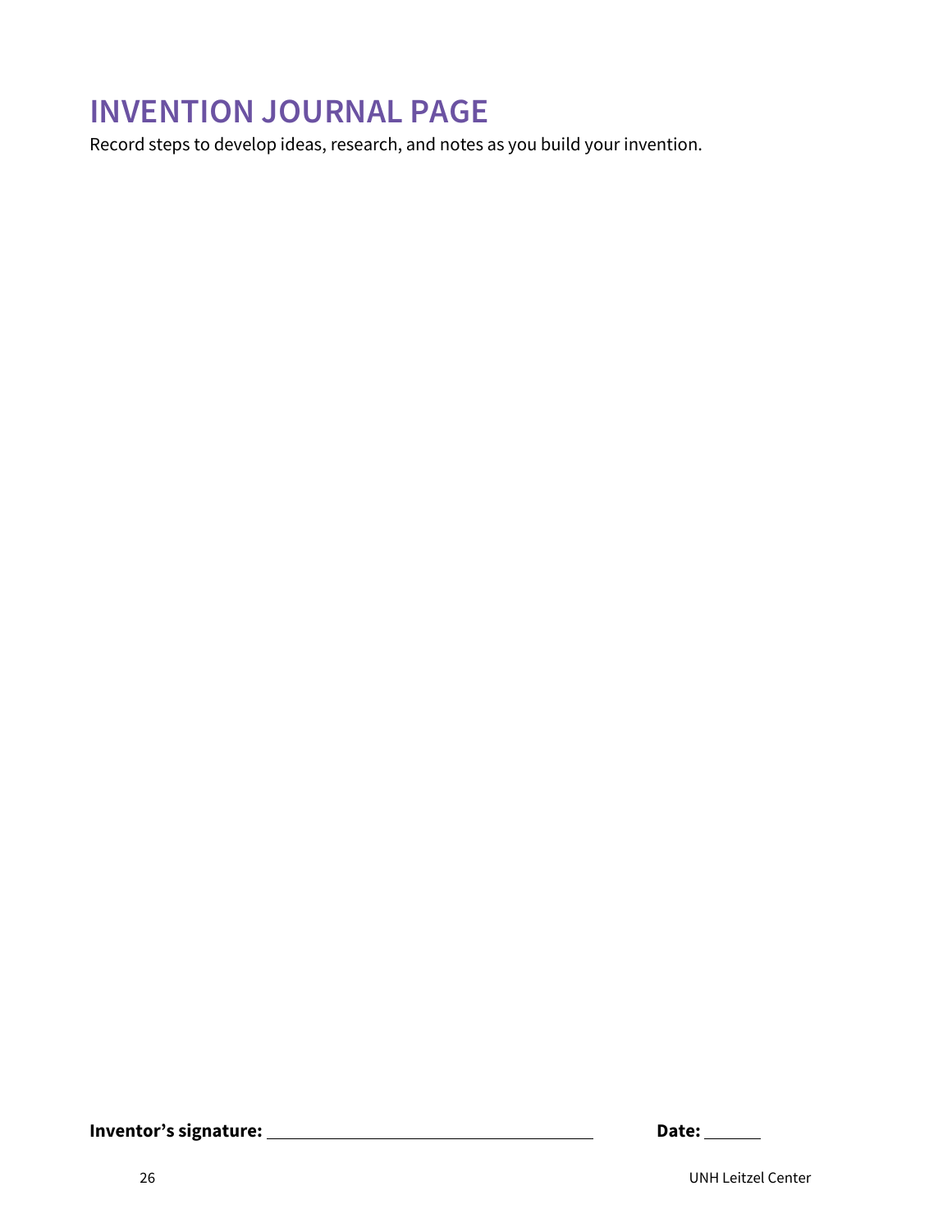# INVENTION JOURNAL PAGE

Record steps to develop ideas, research, and notes as you build your invention.

**Inventor's signature:** ______________________________ **Date:** ______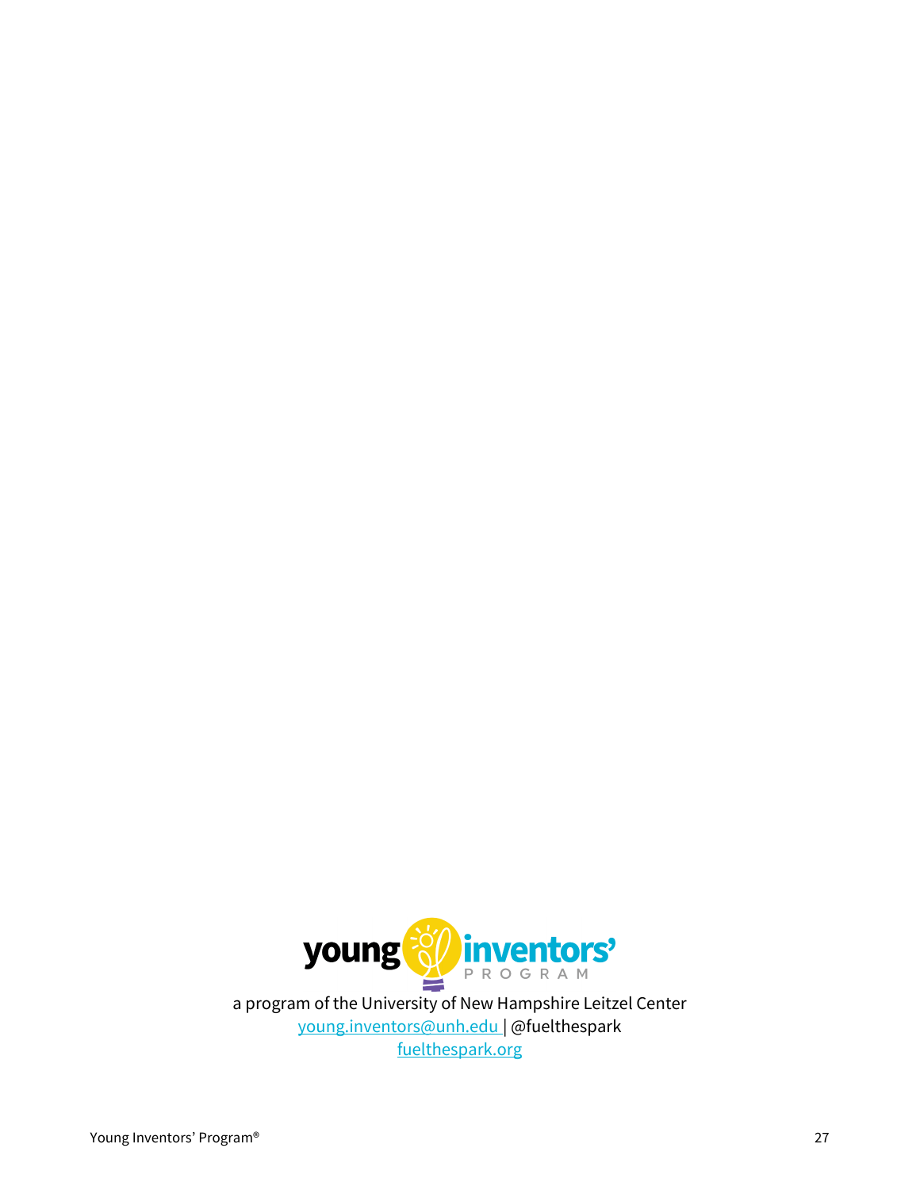young inventors' PROGRAM

a program of the University of New Hampshire Leitzel Center

young.inventors@unh.edu | @fuelthespark

fuelthespark.org